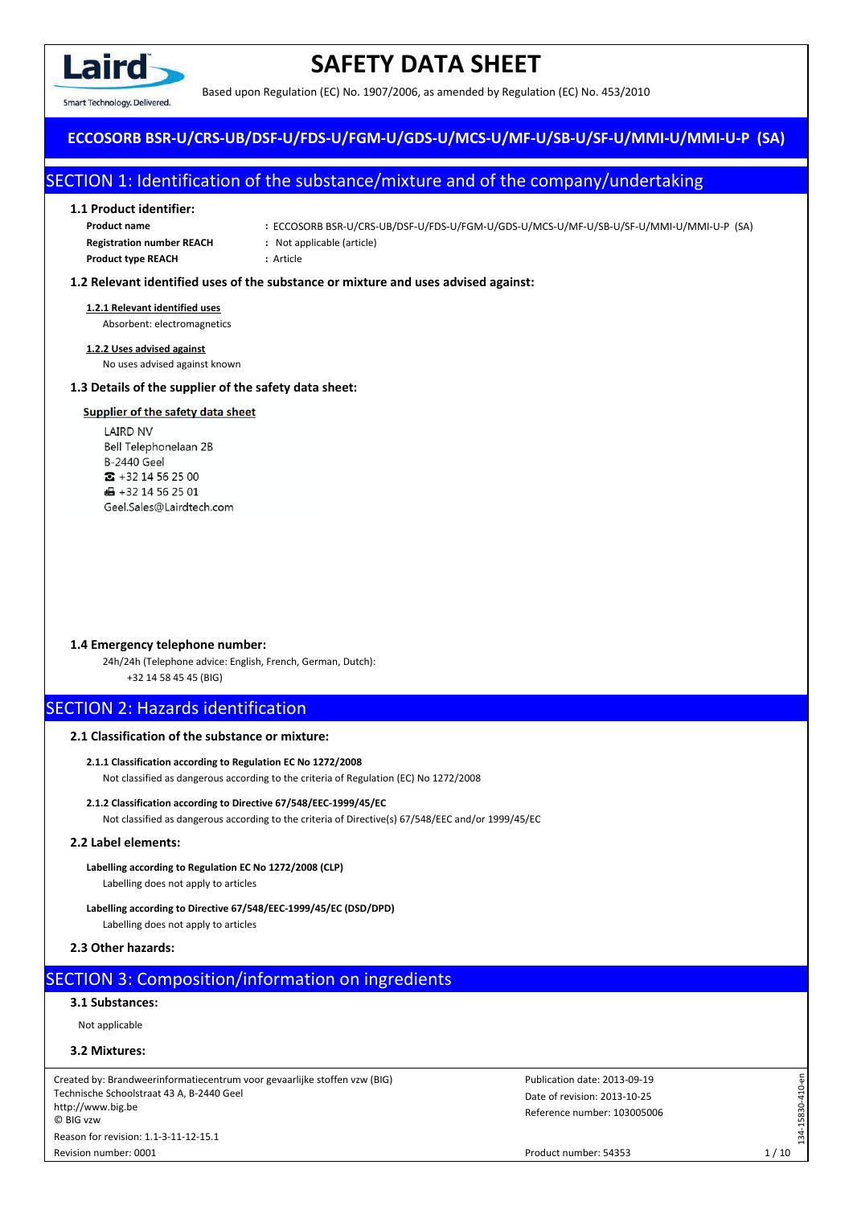# SAFETY DATA SHEET

Based upon Regulation (EC) No. 1907/2006, as amended by Regulation (EC) No. 453/2010

**ECCOSORB BSR-U/CRS-UB/DSF-U/FDS-U/FGM-U/GDS-U/MCS-U/MF-U/SB-U/SF-U/MMI-U/MMI-U-P (SA)**

## SECTION 1: Identification of the substance/mixture and of the company/undertaking

### 1.1 Product identifier:

**Product name** : ECCOSORB BSR-U/CRS-UB/DSF-U/FDS-U/FGM-U/GDS-U/MCS-U/MF-U/SB-U/SF-U/MMI-U/MMI-U-P (SA)

**Registration number REACH** : Not applicable (article)

**Product type REACH** : Article

### 1.2 Relevant identified uses of the substance or mixture and uses advised against:

**1.2.1 Relevant identified uses**

Absorbent: electromagnetics

**1.2.2 Uses advised against**

No uses advised against known

### 1.3 Details of the supplier of the safety data sheet:

**Supplier of the safety data sheet**

LAIRD NV
Bell Telephonelaan 2B
B-2440 Geel
☎ +32 14 56 25 00
📠 +32 14 56 25 01
Geel.Sales@Lairdtech.com

### 1.4 Emergency telephone number:

24h/24h (Telephone advice: English, French, German, Dutch):
+32 14 58 45 45 (BIG)

## SECTION 2: Hazards identification

### 2.1 Classification of the substance or mixture:

**2.1.1 Classification according to Regulation EC No 1272/2008**

Not classified as dangerous according to the criteria of Regulation (EC) No 1272/2008

**2.1.2 Classification according to Directive 67/548/EEC-1999/45/EC**

Not classified as dangerous according to the criteria of Directive(s) 67/548/EEC and/or 1999/45/EC

### 2.2 Label elements:

**Labelling according to Regulation EC No 1272/2008 (CLP)**

Labelling does not apply to articles

**Labelling according to Directive 67/548/EEC-1999/45/EC (DSD/DPD)**

Labelling does not apply to articles

### 2.3 Other hazards:

## SECTION 3: Composition/information on ingredients

### 3.1 Substances:

Not applicable

### 3.2 Mixtures:

Created by: Brandweerinformatiecentrum voor gevaarlijke stoffen vzw (BIG)
Technische Schoolstraat 43 A, B-2440 Geel
http://www.big.be
© BIG vzw
Reason for revision: 1.1-3-11-12-15.1
Revision number: 0001

Publication date: 2013-09-19
Date of revision: 2013-10-25
Reference number: 103005006
Product number: 54353

134-15830-410-en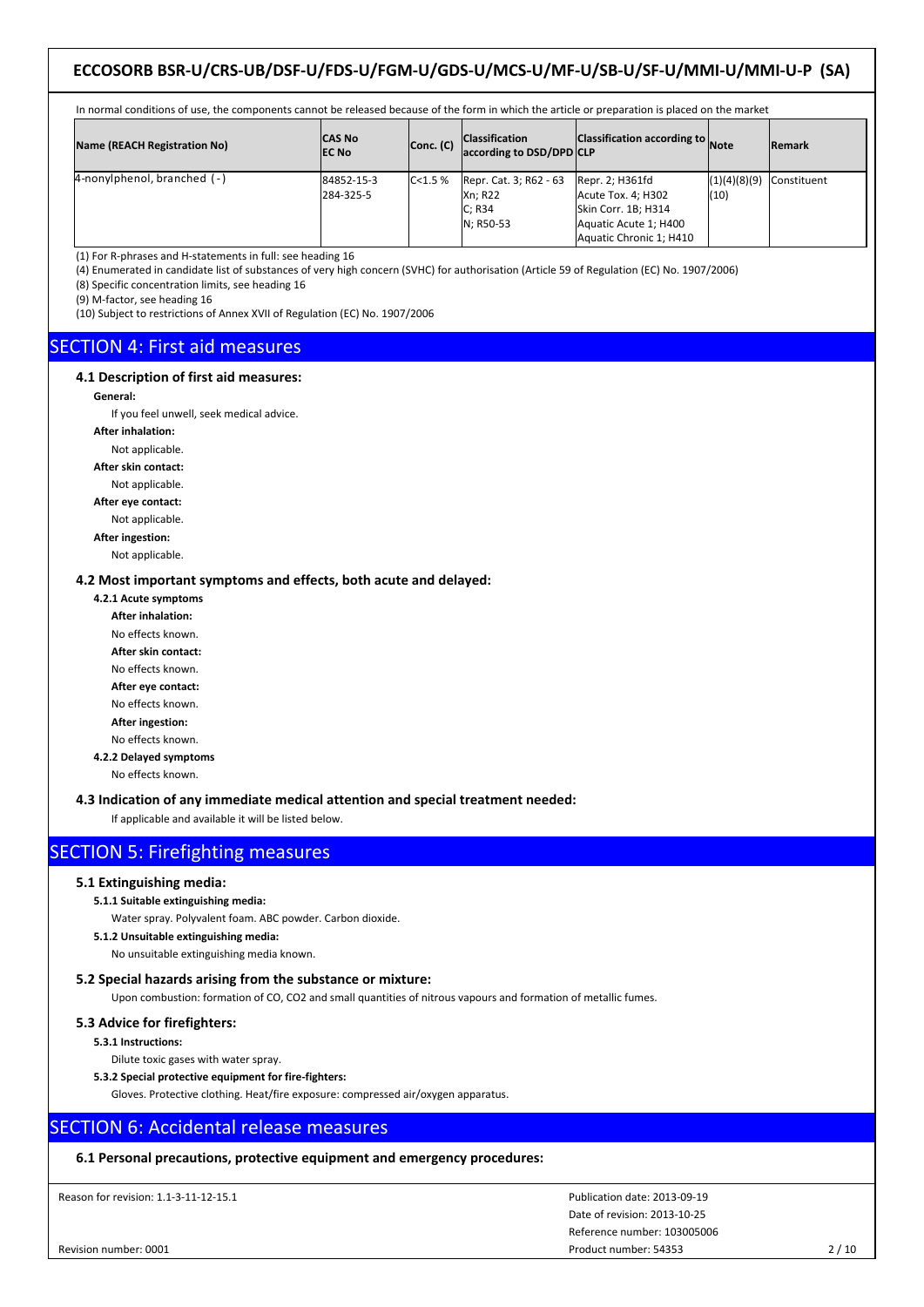In normal conditions of use, the components cannot be released because of the form in which the article or preparation is placed on the market

| Name (REACH Registration No) | CAS No<br>EC No | Conc. (C) | Classification according to DSD/DPD | Classification according to CLP | Note | Remark |
|---|---|---|---|---|---|---|
| 4-nonylphenol, branched (-) | 84852-15-3<br>284-325-5 | C<1.5 % | Repr. Cat. 3; R62 - 63<br>Xn; R22<br>C; R34<br>N; R50-53 | Repr. 2; H361fd<br>Acute Tox. 4; H302<br>Skin Corr. 1B; H314<br>Aquatic Acute 1; H400<br>Aquatic Chronic 1; H410 | (1)(4)(8)(9)<br>(10) | Constituent |

(1) For R-phrases and H-statements in full: see heading 16
(4) Enumerated in candidate list of substances of very high concern (SVHC) for authorisation (Article 59 of Regulation (EC) No. 1907/2006)
(8) Specific concentration limits, see heading 16
(9) M-factor, see heading 16
(10) Subject to restrictions of Annex XVII of Regulation (EC) No. 1907/2006

# SECTION 4: First aid measures

## 4.1 Description of first aid measures:

**General:**

If you feel unwell, seek medical advice.

**After inhalation:**

Not applicable.

**After skin contact:**

Not applicable.

**After eye contact:**

Not applicable.

**After ingestion:**

Not applicable.

## 4.2 Most important symptoms and effects, both acute and delayed:

### 4.2.1 Acute symptoms

**After inhalation:**

No effects known.

**After skin contact:**

No effects known.

**After eye contact:**

No effects known.

**After ingestion:**

No effects known.

### 4.2.2 Delayed symptoms

No effects known.

## 4.3 Indication of any immediate medical attention and special treatment needed:

If applicable and available it will be listed below.

# SECTION 5: Firefighting measures

## 5.1 Extinguishing media:

### 5.1.1 Suitable extinguishing media:

Water spray. Polyvalent foam. ABC powder. Carbon dioxide.

### 5.1.2 Unsuitable extinguishing media:

No unsuitable extinguishing media known.

## 5.2 Special hazards arising from the substance or mixture:

Upon combustion: formation of CO, CO2 and small quantities of nitrous vapours and formation of metallic fumes.

## 5.3 Advice for firefighters:

### 5.3.1 Instructions:

Dilute toxic gases with water spray.

### 5.3.2 Special protective equipment for fire-fighters:

Gloves. Protective clothing. Heat/fire exposure: compressed air/oxygen apparatus.

# SECTION 6: Accidental release measures

## 6.1 Personal precautions, protective equipment and emergency procedures: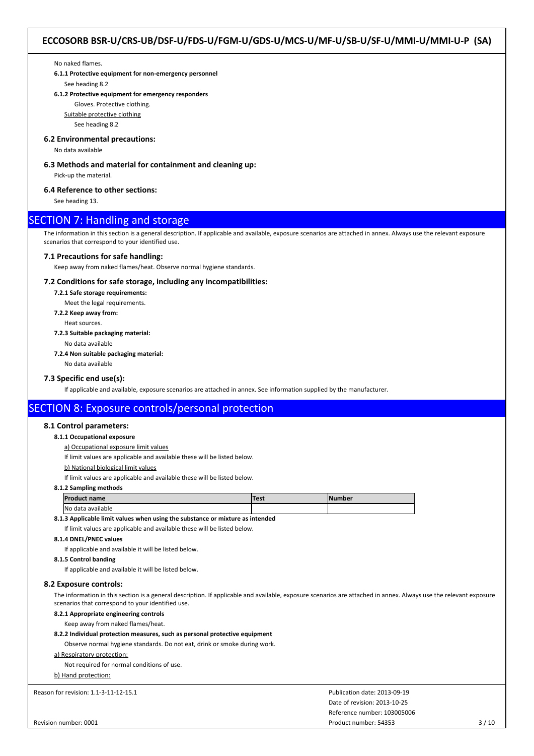No naked flames.

**6.1.1 Protective equipment for non-emergency personnel**

See heading 8.2

**6.1.2 Protective equipment for emergency responders**

Gloves. Protective clothing.

Suitable protective clothing

See heading 8.2

### 6.2 Environmental precautions:

No data available

### 6.3 Methods and material for containment and cleaning up:

Pick-up the material.

### 6.4 Reference to other sections:

See heading 13.

## SECTION 7: Handling and storage

The information in this section is a general description. If applicable and available, exposure scenarios are attached in annex. Always use the relevant exposure scenarios that correspond to your identified use.

### 7.1 Precautions for safe handling:

Keep away from naked flames/heat. Observe normal hygiene standards.

### 7.2 Conditions for safe storage, including any incompatibilities:

**7.2.1 Safe storage requirements:**

Meet the legal requirements.

**7.2.2 Keep away from:**

Heat sources.

**7.2.3 Suitable packaging material:**

No data available

**7.2.4 Non suitable packaging material:**

No data available

### 7.3 Specific end use(s):

If applicable and available, exposure scenarios are attached in annex. See information supplied by the manufacturer.

## SECTION 8: Exposure controls/personal protection

### 8.1 Control parameters:

**8.1.1 Occupational exposure**

a) Occupational exposure limit values

If limit values are applicable and available these will be listed below.

b) National biological limit values

If limit values are applicable and available these will be listed below.

**8.1.2 Sampling methods**

| Product name | Test | Number |
|---|---|---|
| No data available | | |

**8.1.3 Applicable limit values when using the substance or mixture as intended**

If limit values are applicable and available these will be listed below.

**8.1.4 DNEL/PNEC values**

If applicable and available it will be listed below.

**8.1.5 Control banding**

If applicable and available it will be listed below.

### 8.2 Exposure controls:

The information in this section is a general description. If applicable and available, exposure scenarios are attached in annex. Always use the relevant exposure scenarios that correspond to your identified use.

**8.2.1 Appropriate engineering controls**

Keep away from naked flames/heat.

**8.2.2 Individual protection measures, such as personal protective equipment**

Observe normal hygiene standards. Do not eat, drink or smoke during work.

a) Respiratory protection:

Not required for normal conditions of use.

b) Hand protection: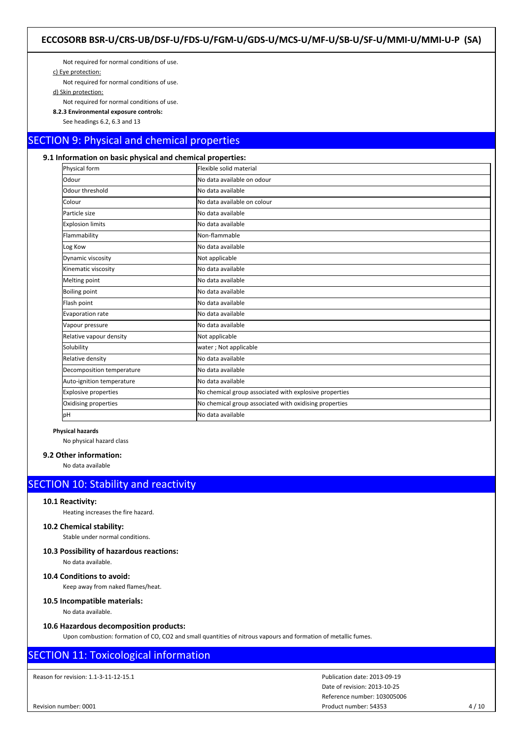Not required for normal conditions of use.

c) Eye protection:

Not required for normal conditions of use.

d) Skin protection:

Not required for normal conditions of use.

**8.2.3 Environmental exposure controls:**

See headings 6.2, 6.3 and 13

# SECTION 9: Physical and chemical properties

## 9.1 Information on basic physical and chemical properties:

| Property | Value |
|---|---|
| Physical form | Flexible solid material |
| Odour | No data available on odour |
| Odour threshold | No data available |
| Colour | No data available on colour |
| Particle size | No data available |
| Explosion limits | No data available |
| Flammability | Non-flammable |
| Log Kow | No data available |
| Dynamic viscosity | Not applicable |
| Kinematic viscosity | No data available |
| Melting point | No data available |
| Boiling point | No data available |
| Flash point | No data available |
| Evaporation rate | No data available |
| Vapour pressure | No data available |
| Relative vapour density | Not applicable |
| Solubility | water ; Not applicable |
| Relative density | No data available |
| Decomposition temperature | No data available |
| Auto-ignition temperature | No data available |
| Explosive properties | No chemical group associated with explosive properties |
| Oxidising properties | No chemical group associated with oxidising properties |
| pH | No data available |

**Physical hazards**

No physical hazard class

## 9.2 Other information:

No data available

# SECTION 10: Stability and reactivity

## 10.1 Reactivity:

Heating increases the fire hazard.

## 10.2 Chemical stability:

Stable under normal conditions.

## 10.3 Possibility of hazardous reactions:

No data available.

## 10.4 Conditions to avoid:

Keep away from naked flames/heat.

## 10.5 Incompatible materials:

No data available.

## 10.6 Hazardous decomposition products:

Upon combustion: formation of CO, $CO_2$ and small quantities of nitrous vapours and formation of metallic fumes.

# SECTION 11: Toxicological information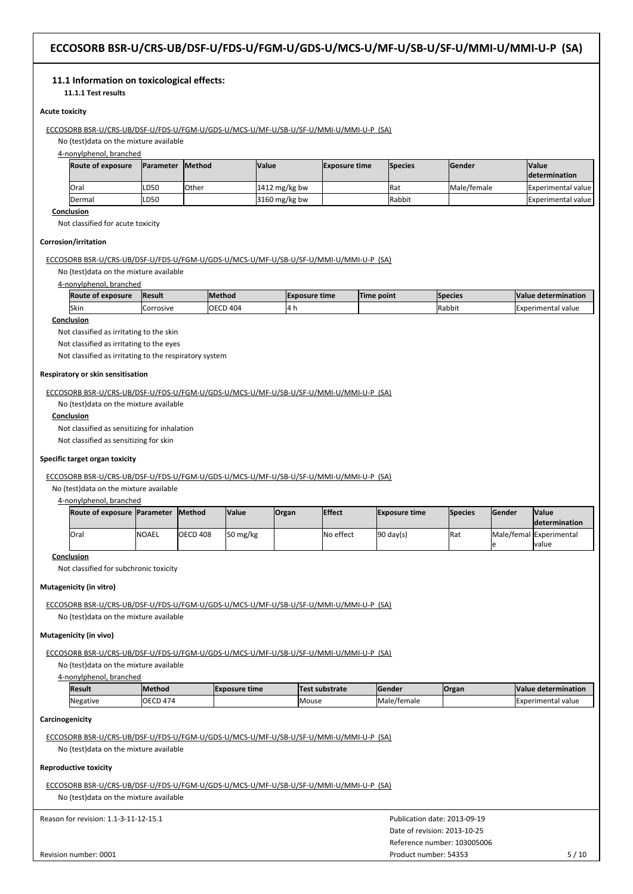## 11.1 Information on toxicological effects:

### 11.1.1 Test results

**Acute toxicity**

ECCOSORB BSR-U/CRS-UB/DSF-U/FDS-U/FGM-U/GDS-U/MCS-U/MF-U/SB-U/SF-U/MMI-U/MMI-U-P (SA)

No (test)data on the mixture available

4-nonylphenol, branched

| Route of exposure | Parameter | Method | Value | Exposure time | Species | Gender | Value determination |
|---|---|---|---|---|---|---|---|
| Oral | LD50 | Other | 1412 mg/kg bw | | Rat | Male/female | Experimental value |
| Dermal | LD50 | | 3160 mg/kg bw | | Rabbit | | Experimental value |

**Conclusion**

Not classified for acute toxicity

**Corrosion/irritation**

ECCOSORB BSR-U/CRS-UB/DSF-U/FDS-U/FGM-U/GDS-U/MCS-U/MF-U/SB-U/SF-U/MMI-U/MMI-U-P (SA)

No (test)data on the mixture available

4-nonylphenol, branched

| Route of exposure | Result | Method | Exposure time | Time point | Species | Value determination |
|---|---|---|---|---|---|---|
| Skin | Corrosive | OECD 404 | 4 h | | Rabbit | Experimental value |

**Conclusion**

Not classified as irritating to the skin

Not classified as irritating to the eyes

Not classified as irritating to the respiratory system

**Respiratory or skin sensitisation**

ECCOSORB BSR-U/CRS-UB/DSF-U/FDS-U/FGM-U/GDS-U/MCS-U/MF-U/SB-U/SF-U/MMI-U/MMI-U-P (SA)

No (test)data on the mixture available

**Conclusion**

Not classified as sensitizing for inhalation

Not classified as sensitizing for skin

**Specific target organ toxicity**

ECCOSORB BSR-U/CRS-UB/DSF-U/FDS-U/FGM-U/GDS-U/MCS-U/MF-U/SB-U/SF-U/MMI-U/MMI-U-P (SA)

No (test)data on the mixture available

4-nonylphenol, branched

| Route of exposure | Parameter | Method | Value | Organ | Effect | Exposure time | Species | Gender | Value determination |
|---|---|---|---|---|---|---|---|---|---|
| Oral | NOAEL | OECD 408 | 50 mg/kg | | No effect | 90 day(s) | Rat | Male/female | Experimental value |

**Conclusion**

Not classified for subchronic toxicity

**Mutagenicity (in vitro)**

ECCOSORB BSR-U/CRS-UB/DSF-U/FDS-U/FGM-U/GDS-U/MCS-U/MF-U/SB-U/SF-U/MMI-U/MMI-U-P (SA)

No (test)data on the mixture available

**Mutagenicity (in vivo)**

ECCOSORB BSR-U/CRS-UB/DSF-U/FDS-U/FGM-U/GDS-U/MCS-U/MF-U/SB-U/SF-U/MMI-U/MMI-U-P (SA)

No (test)data on the mixture available

4-nonylphenol, branched

| Result | Method | Exposure time | Test substrate | Gender | Organ | Value determination |
|---|---|---|---|---|---|---|
| Negative | OECD 474 | | Mouse | Male/female | | Experimental value |

**Carcinogenicity**

ECCOSORB BSR-U/CRS-UB/DSF-U/FDS-U/FGM-U/GDS-U/MCS-U/MF-U/SB-U/SF-U/MMI-U/MMI-U-P (SA)

No (test)data on the mixture available

**Reproductive toxicity**

ECCOSORB BSR-U/CRS-UB/DSF-U/FDS-U/FGM-U/GDS-U/MCS-U/MF-U/SB-U/SF-U/MMI-U/MMI-U-P (SA)

No (test)data on the mixture available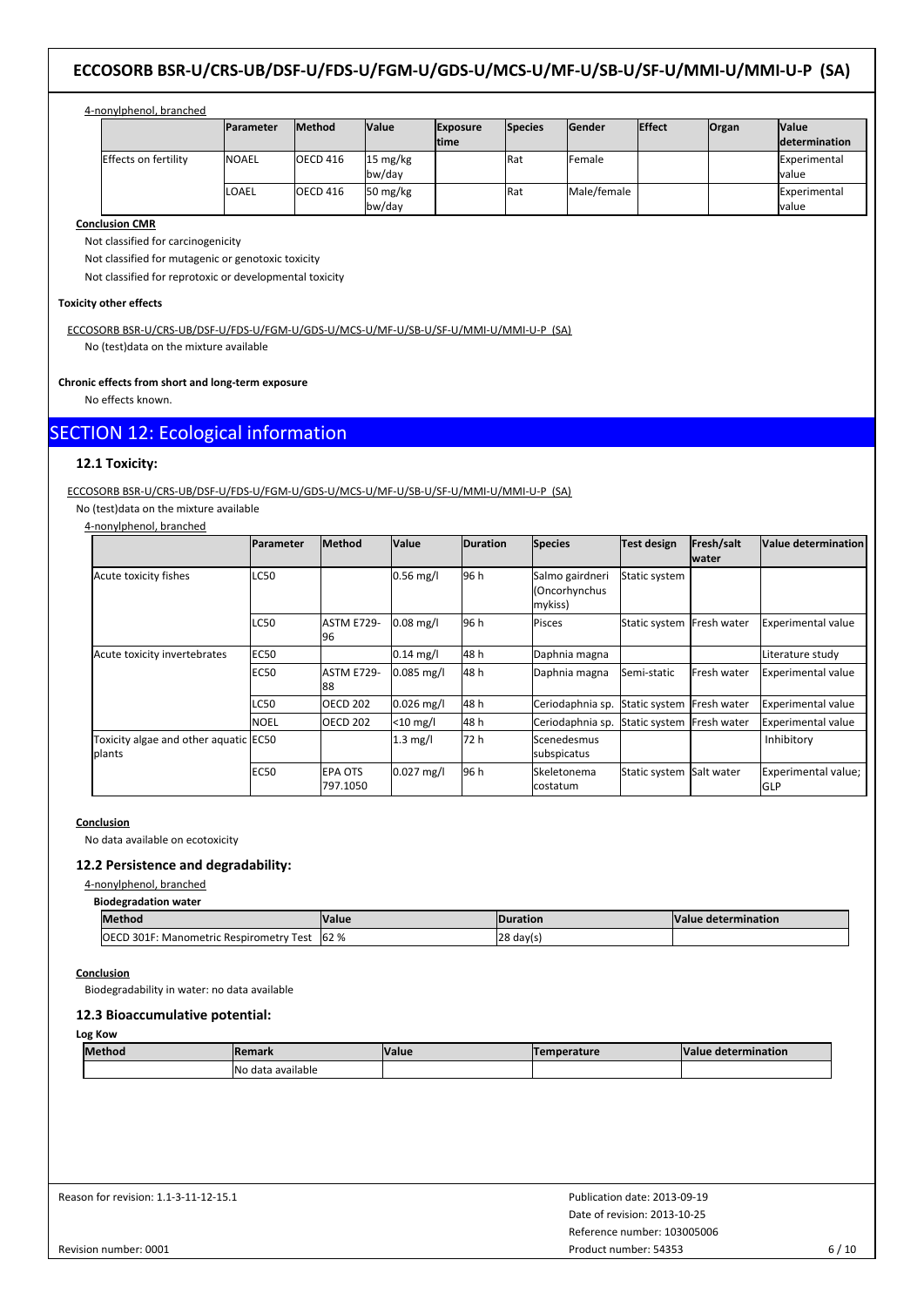4-nonylphenol, branched

| | Parameter | Method | Value | Exposure time | Species | Gender | Effect | Organ | Value determination |
|---|---|---|---|---|---|---|---|---|---|
| Effects on fertility | NOAEL | OECD 416 | 15 mg/kg bw/day | | Rat | Female | | | Experimental value |
| | LOAEL | OECD 416 | 50 mg/kg bw/day | | Rat | Male/female | | | Experimental value |

**Conclusion CMR**

Not classified for carcinogenicity

Not classified for mutagenic or genotoxic toxicity

Not classified for reprotoxic or developmental toxicity

**Toxicity other effects**

ECCOSORB BSR-U/CRS-UB/DSF-U/FDS-U/FGM-U/GDS-U/MCS-U/MF-U/SB-U/SF-U/MMI-U/MMI-U-P (SA)

No (test)data on the mixture available

**Chronic effects from short and long-term exposure**

No effects known.

## SECTION 12: Ecological information

### 12.1 Toxicity:

ECCOSORB BSR-U/CRS-UB/DSF-U/FDS-U/FGM-U/GDS-U/MCS-U/MF-U/SB-U/SF-U/MMI-U/MMI-U-P (SA)

No (test)data on the mixture available

4-nonylphenol, branched

| | Parameter | Method | Value | Duration | Species | Test design | Fresh/salt water | Value determination |
|---|---|---|---|---|---|---|---|---|
| Acute toxicity fishes | LC50 | | 0.56 mg/l | 96 h | Salmo gairdneri (Oncorhynchus mykiss) | Static system | | |
| | LC50 | ASTM E729-96 | 0.08 mg/l | 96 h | Pisces | Static system | Fresh water | Experimental value |
| Acute toxicity invertebrates | EC50 | | 0.14 mg/l | 48 h | Daphnia magna | | | Literature study |
| | EC50 | ASTM E729-88 | 0.085 mg/l | 48 h | Daphnia magna | Semi-static | Fresh water | Experimental value |
| | LC50 | OECD 202 | 0.026 mg/l | 48 h | Ceriodaphnia sp. | Static system | Fresh water | Experimental value |
| | NOEL | OECD 202 | <10 mg/l | 48 h | Ceriodaphnia sp. | Static system | Fresh water | Experimental value |
| Toxicity algae and other aquatic plants | EC50 | | 1.3 mg/l | 72 h | Scenedesmus subspicatus | | | Inhibitory |
| | EC50 | EPA OTS 797.1050 | 0.027 mg/l | 96 h | Skeletonema costatum | Static system | Salt water | Experimental value; GLP |

**Conclusion**

No data available on ecotoxicity

### 12.2 Persistence and degradability:

4-nonylphenol, branched

**Biodegradation water**

| Method | Value | Duration | Value determination |
|---|---|---|---|
| OECD 301F: Manometric Respirometry Test | 62 % | 28 day(s) | |

**Conclusion**

Biodegradability in water: no data available

### 12.3 Bioaccumulative potential:

**Log Kow**

| Method | Remark | Value | Temperature | Value determination |
|---|---|---|---|---|
| | No data available | | | |

Reason for revision: 1.1-3-11-12-15.1

Publication date: 2013-09-19
Date of revision: 2013-10-25
Reference number: 103005006
Revision number: 0001
Product number: 54353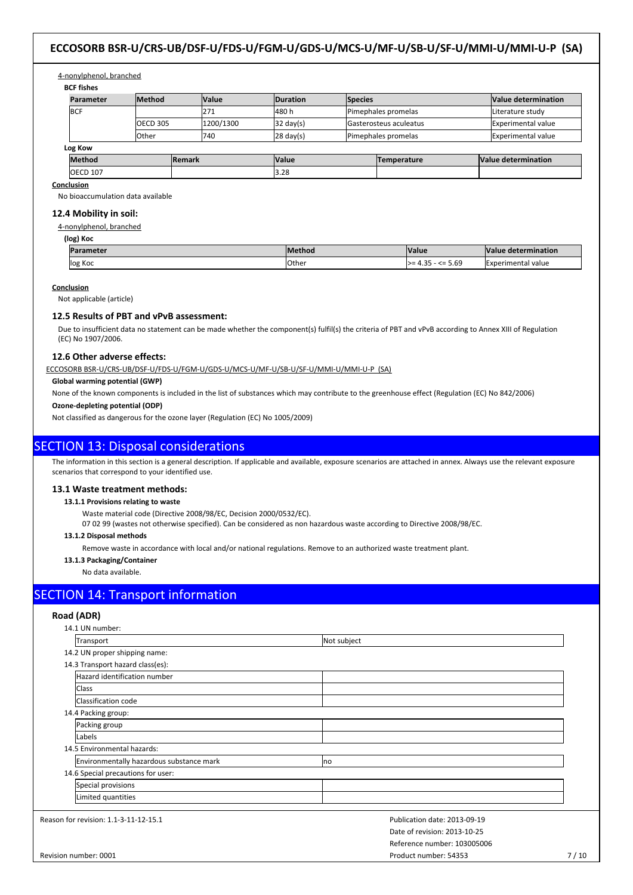4-nonylphenol, branched

**BCF fishes**

| Parameter | Method | Value | Duration | Species | Value determination |
| --- | --- | --- | --- | --- | --- |
| BCF | | 271 | 480 h | Pimephales promelas | Literature study |
| | OECD 305 | 1200/1300 | 32 day(s) | Gasterosteus aculeatus | Experimental value |
| | Other | 740 | 28 day(s) | Pimephales promelas | Experimental value |

**Log Kow**

| Method | Remark | Value | Temperature | Value determination |
| --- | --- | --- | --- | --- |
| OECD 107 | | 3.28 | | |

**Conclusion**

No bioaccumulation data available

### 12.4 Mobility in soil:

4-nonylphenol, branched

**(log) Koc**

| Parameter | Method | Value | Value determination |
| --- | --- | --- | --- |
| log Koc | Other | >= 4.35 - <= 5.69 | Experimental value |

**Conclusion**

Not applicable (article)

### 12.5 Results of PBT and vPvB assessment:

Due to insufficient data no statement can be made whether the component(s) fulfil(s) the criteria of PBT and vPvB according to Annex XIII of Regulation (EC) No 1907/2006.

### 12.6 Other adverse effects:

ECCOSORB BSR-U/CRS-UB/DSF-U/FDS-U/FGM-U/GDS-U/MCS-U/MF-U/SB-U/SF-U/MMI-U/MMI-U-P (SA)

**Global warming potential (GWP)**

None of the known components is included in the list of substances which may contribute to the greenhouse effect (Regulation (EC) No 842/2006)

**Ozone-depleting potential (ODP)**

Not classified as dangerous for the ozone layer (Regulation (EC) No 1005/2009)

## SECTION 13: Disposal considerations

The information in this section is a general description. If applicable and available, exposure scenarios are attached in annex. Always use the relevant exposure scenarios that correspond to your identified use.

### 13.1 Waste treatment methods:

**13.1.1 Provisions relating to waste**

Waste material code (Directive 2008/98/EC, Decision 2000/0532/EC).

07 02 99 (wastes not otherwise specified). Can be considered as non hazardous waste according to Directive 2008/98/EC.

**13.1.2 Disposal methods**

Remove waste in accordance with local and/or national regulations. Remove to an authorized waste treatment plant.

**13.1.3 Packaging/Container**

No data available.

## SECTION 14: Transport information

### Road (ADR)

14.1 UN number:

| Transport | Not subject |
| --- | --- |

14.2 UN proper shipping name:

14.3 Transport hazard class(es):

| Hazard identification number | |
| --- | --- |
| Class | |
| Classification code | |

14.4 Packing group:

| Packing group | |
| --- | --- |
| Labels | |

14.5 Environmental hazards:

| Environmentally hazardous substance mark | no |
| --- | --- |

14.6 Special precautions for user:

| Special provisions | |
| --- | --- |
| Limited quantities | |

Reason for revision: 1.1-3-11-12-15.1

Publication date: 2013-09-19
Date of revision: 2013-10-25
Reference number: 103005006
Revision number: 0001
Product number: 54353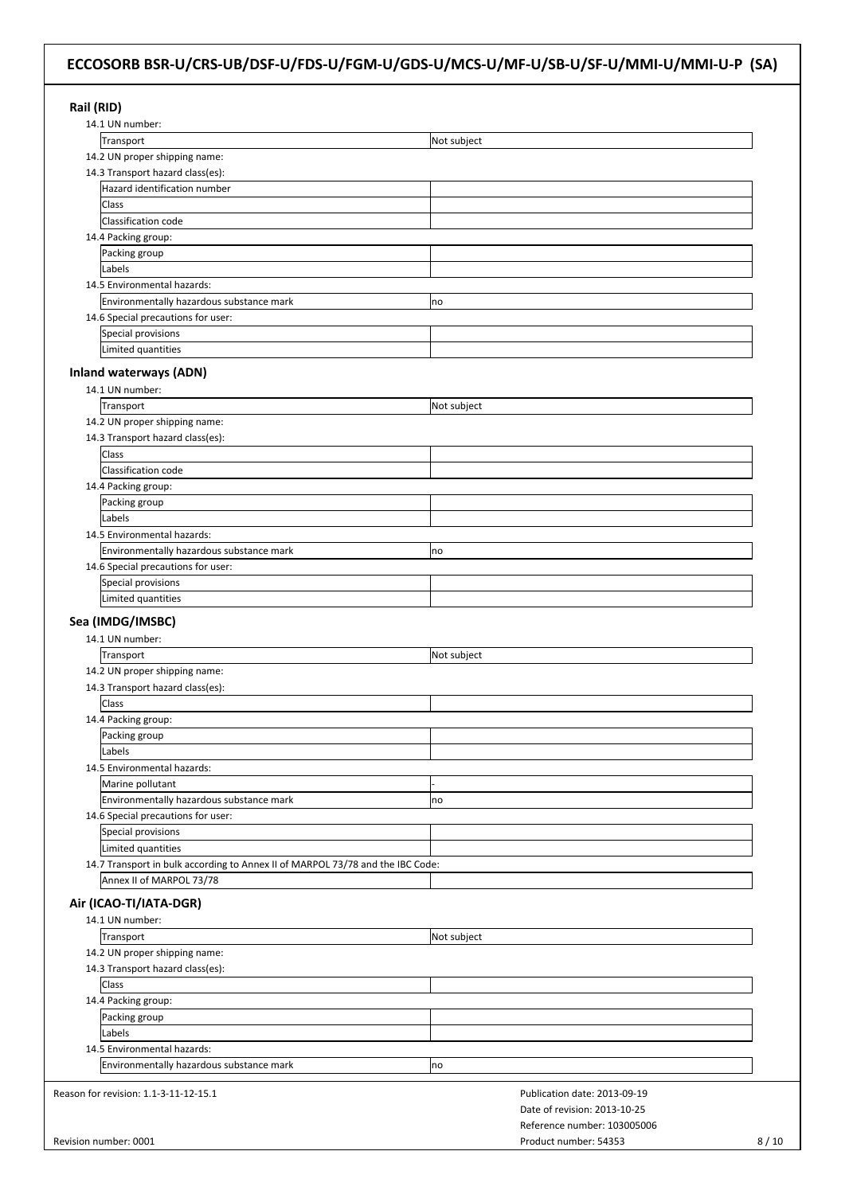### Rail (RID)

14.1 UN number:

| Transport | Not subject |
|---|---|

14.2 UN proper shipping name:

14.3 Transport hazard class(es):

| Hazard identification number | |
|---|---|
| Class | |
| Classification code | |

14.4 Packing group:

| Packing group | |
|---|---|
| Labels | |

14.5 Environmental hazards:

| Environmentally hazardous substance mark | no |
|---|---|

14.6 Special precautions for user:

| Special provisions | |
|---|---|
| Limited quantities | |

### Inland waterways (ADN)

14.1 UN number:

| Transport | Not subject |
|---|---|

14.2 UN proper shipping name:

14.3 Transport hazard class(es):

| Class | |
|---|---|
| Classification code | |

14.4 Packing group:

| Packing group | |
|---|---|
| Labels | |

14.5 Environmental hazards:

| Environmentally hazardous substance mark | no |
|---|---|

14.6 Special precautions for user:

| Special provisions | |
|---|---|
| Limited quantities | |

### Sea (IMDG/IMSBC)

14.1 UN number:

| Transport | Not subject |
|---|---|

14.2 UN proper shipping name:

14.3 Transport hazard class(es):

| Class | |
|---|---|

14.4 Packing group:

| Packing group | |
|---|---|
| Labels | |

14.5 Environmental hazards:

| Marine pollutant | - |
|---|---|
| Environmentally hazardous substance mark | no |

14.6 Special precautions for user:

| Special provisions | |
|---|---|
| Limited quantities | |

14.7 Transport in bulk according to Annex II of MARPOL 73/78 and the IBC Code:

| Annex II of MARPOL 73/78 | |
|---|---|

### Air (ICAO-TI/IATA-DGR)

14.1 UN number:

| Transport | Not subject |
|---|---|

14.2 UN proper shipping name:

14.3 Transport hazard class(es):

| Class | |
|---|---|

14.4 Packing group:

| Packing group | |
|---|---|
| Labels | |

14.5 Environmental hazards:

| Environmentally hazardous substance mark | no |
|---|---|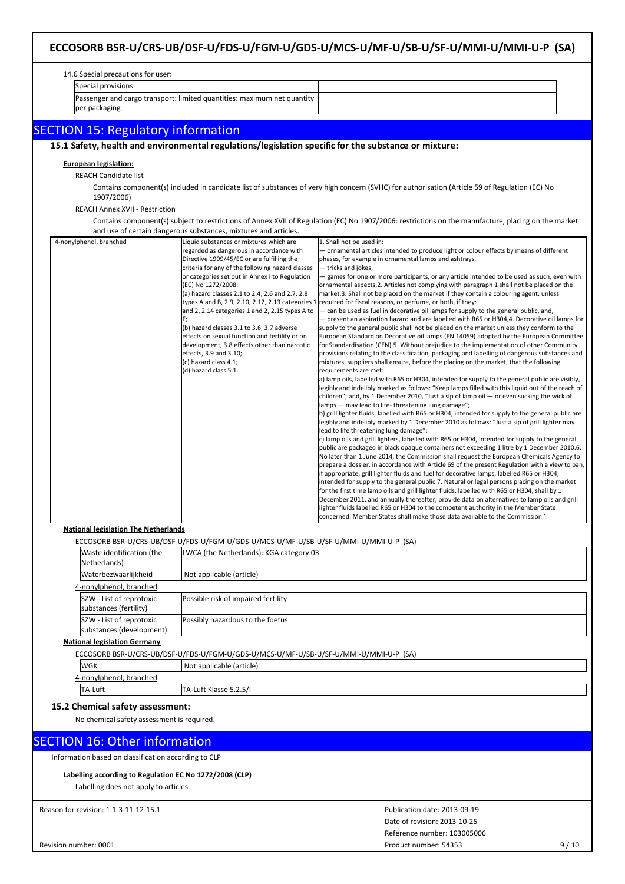14.6 Special precautions for user:

| Special provisions | |
|---|---|
| Passenger and cargo transport: limited quantities: maximum net quantity per packaging | |

## SECTION 15: Regulatory information

### 15.1 Safety, health and environmental regulations/legislation specific for the substance or mixture:

**European legislation:**

REACH Candidate list

Contains component(s) included in candidate list of substances of very high concern (SVHC) for authorisation (Article 59 of Regulation (EC) No 1907/2006)

REACH Annex XVII - Restriction

Contains component(s) subject to restrictions of Annex XVII of Regulation (EC) No 1907/2006: restrictions on the manufacture, placing on the market and use of certain dangerous substances, mixtures and articles.

| · 4-nonylphenol, branched | Liquid substances or mixtures which are regarded as dangerous in accordance with Directive 1999/45/EC or are fulfilling the criteria for any of the following hazard classes or categories set out in Annex I to Regulation (EC) No 1272/2008: (a) hazard classes 2.1 to 2.4, 2.6 and 2.7, 2.8 types A and B, 2.9, 2.10, 2.12, 2.13 categories 1 and 2, 2.14 categories 1 and 2, 2.15 types A to F; (b) hazard classes 3.1 to 3.6, 3.7 adverse effects on sexual function and fertility or on development, 3.8 effects other than narcotic effects, 3.9 and 3.10; (c) hazard class 4.1; (d) hazard class 5.1. | 1. Shall not be used in: — ornamental articles intended to produce light or colour effects by means of different phases, for example in ornamental lamps and ashtrays, — tricks and jokes, — games for one or more participants, or any article intended to be used as such, even with ornamental aspects,2. Articles not complying with paragraph 1 shall not be placed on the market.3. Shall not be placed on the market if they contain a colouring agent, unless required for fiscal reasons, or perfume, or both, if they: — can be used as fuel in decorative oil lamps for supply to the general public, and, — present an aspiration hazard and are labelled with R65 or H304,4. Decorative oil lamps for supply to the general public shall not be placed on the market unless they conform to the European Standard on Decorative oil lamps (EN 14059) adopted by the European Committee for Standardisation (CEN).5. Without prejudice to the implementation of other Community provisions relating to the classification, packaging and labelling of dangerous substances and mixtures, suppliers shall ensure, before the placing on the market, that the following requirements are met: a) lamp oils, labelled with R65 or H304, intended for supply to the general public are visibly, legibly and indelibly marked as follows: "Keep lamps filled with this liquid out of the reach of children"; and, by 1 December 2010, "Just a sip of lamp oil — or even sucking the wick of lamps — may lead to life- threatening lung damage"; b) grill lighter fluids, labelled with R65 or H304, intended for supply to the general public are legibly and indelibly marked by 1 December 2010 as follows: "Just a sip of grill lighter may lead to life threatening lung damage"; c) lamp oils and grill lighters, labelled with R65 or H304, intended for supply to the general public are packaged in black opaque containers not exceeding 1 litre by 1 December 2010.6. No later than 1 June 2014, the Commission shall request the European Chemicals Agency to prepare a dossier, in accordance with Article 69 of the present Regulation with a view to ban, if appropriate, grill lighter fluids and fuel for decorative lamps, labelled R65 or H304, intended for supply to the general public.7. Natural or legal persons placing on the market for the first time lamp oils and grill lighter fluids, labelled with R65 or H304, shall by 1 December 2011, and annually thereafter, provide data on alternatives to lamp oils and grill lighter fluids labelled R65 or H304 to the competent authority in the Member State concerned. Member States shall make those data available to the Commission.' |
|---|---|---|

**National legislation The Netherlands**

ECCOSORB BSR-U/CRS-UB/DSF-U/FDS-U/FGM-U/GDS-U/MCS-U/MF-U/SB-U/SF-U/MMI-U/MMI-U-P (SA)

| Waste identification (the Netherlands) | LWCA (the Netherlands): KGA category 03 |
|---|---|
| Waterbezwaarlijkheid | Not applicable (article) |

4-nonylphenol, branched

| SZW - List of reprotoxic substances (fertility) | Possible risk of impaired fertility |
|---|---|
| SZW - List of reprotoxic substances (development) | Possibly hazardous to the foetus |

**National legislation Germany**

ECCOSORB BSR-U/CRS-UB/DSF-U/FDS-U/FGM-U/GDS-U/MCS-U/MF-U/SB-U/SF-U/MMI-U/MMI-U-P (SA)

| WGK | Not applicable (article) |
|---|---|

4-nonylphenol, branched

| TA-Luft | TA-Luft Klasse 5.2.5/I |
|---|---|

### 15.2 Chemical safety assessment:

No chemical safety assessment is required.

## SECTION 16: Other information

Information based on classification according to CLP

**Labelling according to Regulation EC No 1272/2008 (CLP)**

Labelling does not apply to articles

Reason for revision: 1.1-3-11-12-15.1

Publication date: 2013-09-19
Date of revision: 2013-10-25
Reference number: 103005006
Revision number: 0001
Product number: 54353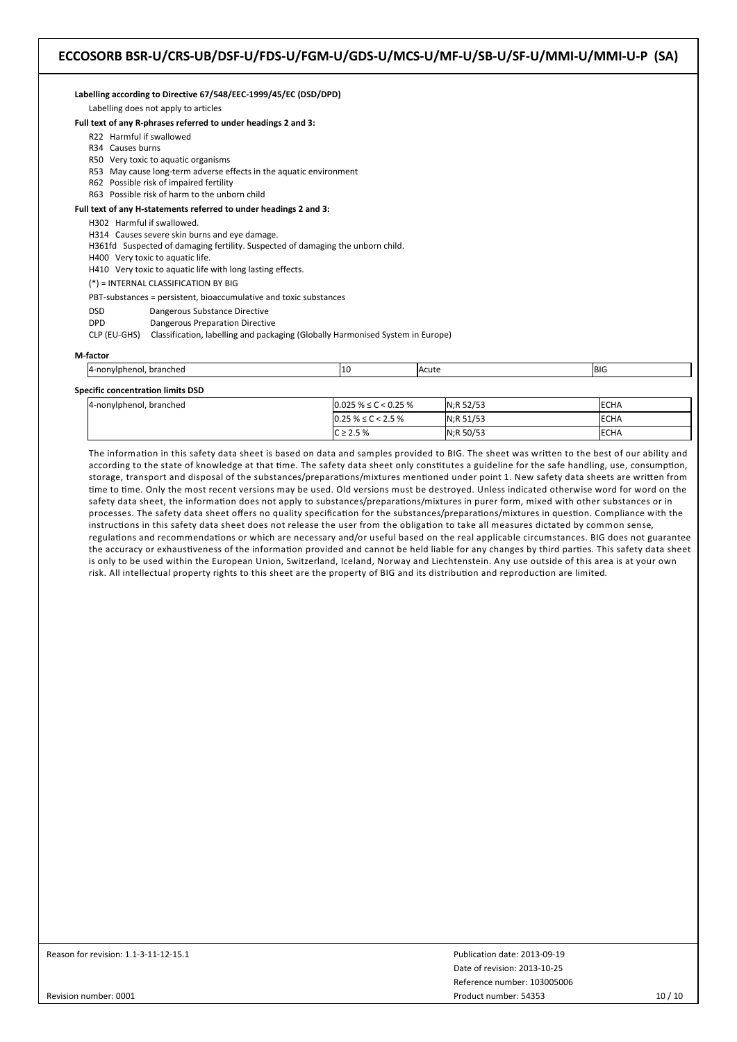**Labelling according to Directive 67/548/EEC-1999/45/EC (DSD/DPD)**

Labelling does not apply to articles

**Full text of any R-phrases referred to under headings 2 and 3:**

R22 Harmful if swallowed
R34 Causes burns
R50 Very toxic to aquatic organisms
R53 May cause long-term adverse effects in the aquatic environment
R62 Possible risk of impaired fertility
R63 Possible risk of harm to the unborn child

**Full text of any H-statements referred to under headings 2 and 3:**

H302 Harmful if swallowed.
H314 Causes severe skin burns and eye damage.
H361fd Suspected of damaging fertility. Suspected of damaging the unborn child.
H400 Very toxic to aquatic life.
H410 Very toxic to aquatic life with long lasting effects.

(*) = INTERNAL CLASSIFICATION BY BIG

PBT-substances = persistent, bioaccumulative and toxic substances

DSD Dangerous Substance Directive
DPD Dangerous Preparation Directive
CLP (EU-GHS) Classification, labelling and packaging (Globally Harmonised System in Europe)

**M-factor**

| | | | |
|---|---|---|---|
| 4-nonylphenol, branched | 10 | Acute | BIG |

**Specific concentration limits DSD**

| | | | |
|---|---|---|---|
| 4-nonylphenol, branched | 0.025 % ≤ C < 0.25 % | N;R 52/53 | ECHA |
| | 0.25 % ≤ C < 2.5 % | N;R 51/53 | ECHA |
| | C ≥ 2.5 % | N;R 50/53 | ECHA |

The information in this safety data sheet is based on data and samples provided to BIG. The sheet was written to the best of our ability and according to the state of knowledge at that time. The safety data sheet only constitutes a guideline for the safe handling, use, consumption, storage, transport and disposal of the substances/preparations/mixtures mentioned under point 1. New safety data sheets are written from time to time. Only the most recent versions may be used. Old versions must be destroyed. Unless indicated otherwise word for word on the safety data sheet, the information does not apply to substances/preparations/mixtures in purer form, mixed with other substances or in processes. The safety data sheet offers no quality specification for the substances/preparations/mixtures in question. Compliance with the instructions in this safety data sheet does not release the user from the obligation to take all measures dictated by common sense, regulations and recommendations or which are necessary and/or useful based on the real applicable circumstances. BIG does not guarantee the accuracy or exhaustiveness of the information provided and cannot be held liable for any changes by third parties. This safety data sheet is only to be used within the European Union, Switzerland, Iceland, Norway and Liechtenstein. Any use outside of this area is at your own risk. All intellectual property rights to this sheet are the property of BIG and its distribution and reproduction are limited.